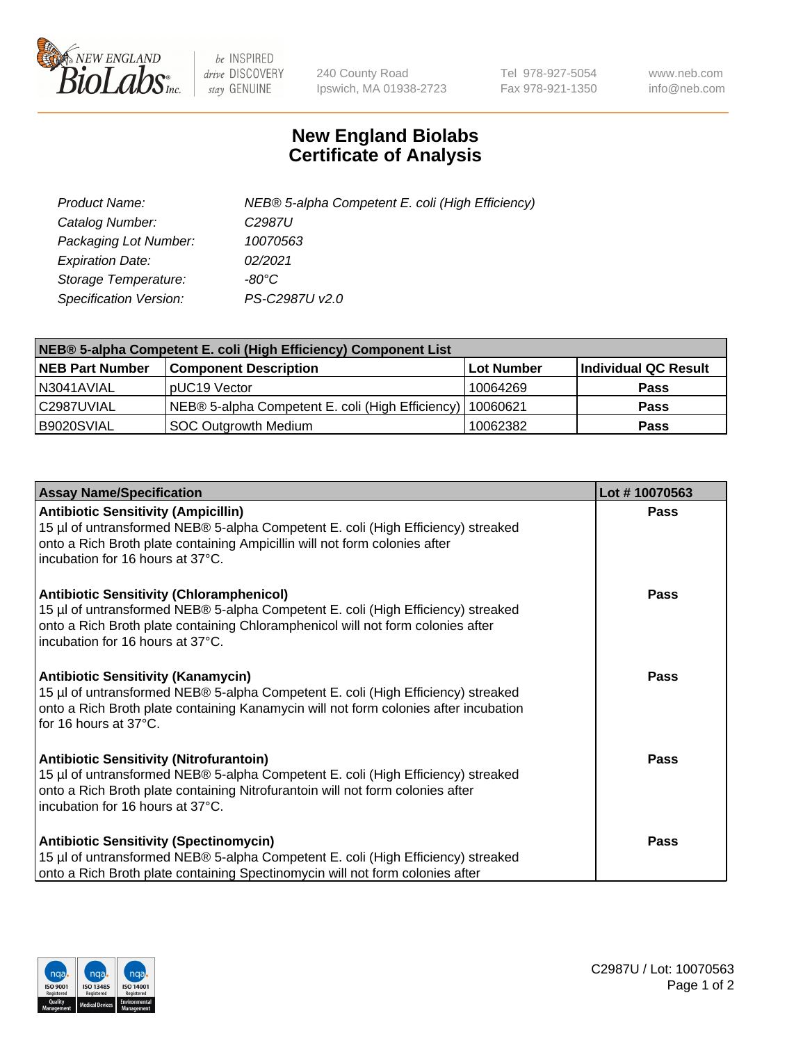# New England Biolabs Certificate of Analysis

| | |
|---|---|
| *Product Name:* | *NEB® 5-alpha Competent E. coli (High Efficiency)* |
| *Catalog Number:* | *C2987U* |
| *Packaging Lot Number:* | *10070563* |
| *Expiration Date:* | *02/2021* |
| *Storage Temperature:* | *-80°C* |
| *Specification Version:* | *PS-C2987U v2.0* |

| NEB® 5-alpha Competent E. coli (High Efficiency) Component List | | | |
|---|---|---|---|
| **NEB Part Number** | **Component Description** | **Lot Number** | **Individual QC Result** |
| N3041AVIAL | pUC19 Vector | 10064269 | **Pass** |
| C2987UVIAL | NEB® 5-alpha Competent E. coli (High Efficiency) | 10060621 | **Pass** |
| B9020SVIAL | SOC Outgrowth Medium | 10062382 | **Pass** |

| Assay Name/Specification | Lot # 10070563 |
|---|---|
| **Antibiotic Sensitivity (Ampicillin)** 15 µl of untransformed NEB® 5-alpha Competent E. coli (High Efficiency) streaked onto a Rich Broth plate containing Ampicillin will not form colonies after incubation for 16 hours at 37°C. | **Pass** |
| **Antibiotic Sensitivity (Chloramphenicol)** 15 µl of untransformed NEB® 5-alpha Competent E. coli (High Efficiency) streaked onto a Rich Broth plate containing Chloramphenicol will not form colonies after incubation for 16 hours at 37°C. | **Pass** |
| **Antibiotic Sensitivity (Kanamycin)** 15 µl of untransformed NEB® 5-alpha Competent E. coli (High Efficiency) streaked onto a Rich Broth plate containing Kanamycin will not form colonies after incubation for 16 hours at 37°C. | **Pass** |
| **Antibiotic Sensitivity (Nitrofurantoin)** 15 µl of untransformed NEB® 5-alpha Competent E. coli (High Efficiency) streaked onto a Rich Broth plate containing Nitrofurantoin will not form colonies after incubation for 16 hours at 37°C. | **Pass** |
| **Antibiotic Sensitivity (Spectinomycin)** 15 µl of untransformed NEB® 5-alpha Competent E. coli (High Efficiency) streaked onto a Rich Broth plate containing Spectinomycin will not form colonies after | **Pass** |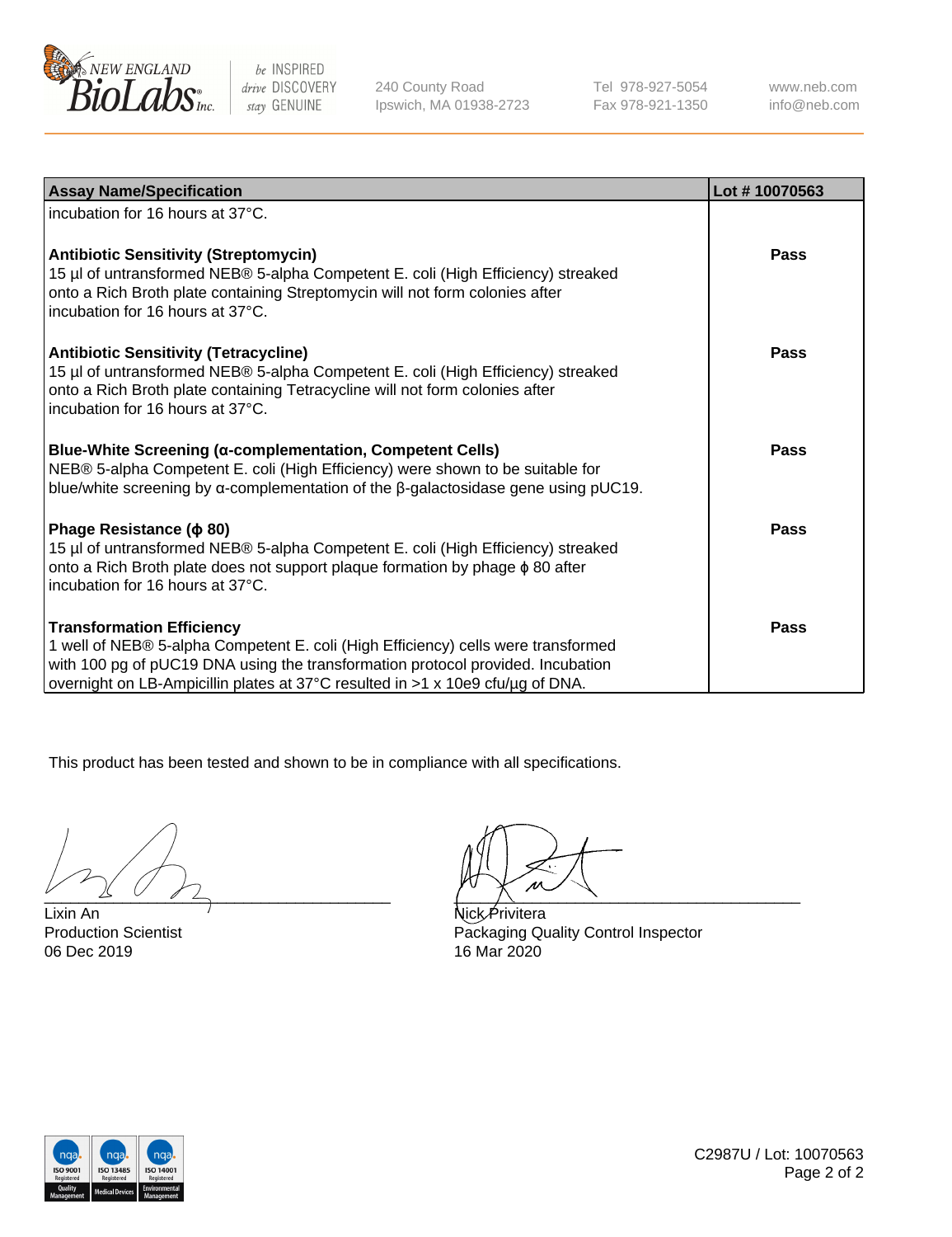| Assay Name/Specification | Lot # 10070563 |
| --- | --- |
| incubation for 16 hours at 37°C. | |
| **Antibiotic Sensitivity (Streptomycin)**<br>15 µl of untransformed NEB® 5-alpha Competent E. coli (High Efficiency) streaked onto a Rich Broth plate containing Streptomycin will not form colonies after incubation for 16 hours at 37°C. | **Pass** |
| **Antibiotic Sensitivity (Tetracycline)**<br>15 µl of untransformed NEB® 5-alpha Competent E. coli (High Efficiency) streaked onto a Rich Broth plate containing Tetracycline will not form colonies after incubation for 16 hours at 37°C. | **Pass** |
| **Blue-White Screening (α-complementation, Competent Cells)**<br>NEB® 5-alpha Competent E. coli (High Efficiency) were shown to be suitable for blue/white screening by α-complementation of the β-galactosidase gene using pUC19. | **Pass** |
| **Phage Resistance (ϕ 80)**<br>15 µl of untransformed NEB® 5-alpha Competent E. coli (High Efficiency) streaked onto a Rich Broth plate does not support plaque formation by phage ϕ 80 after incubation for 16 hours at 37°C. | **Pass** |
| **Transformation Efficiency**<br>1 well of NEB® 5-alpha Competent E. coli (High Efficiency) cells were transformed with 100 pg of pUC19 DNA using the transformation protocol provided. Incubation overnight on LB-Ampicillin plates at 37°C resulted in >1 x 10e9 cfu/µg of DNA. | **Pass** |

This product has been tested and shown to be in compliance with all specifications.

Lixin An
Production Scientist
06 Dec 2019

Nick Privitera
Packaging Quality Control Inspector
16 Mar 2020

C2987U / Lot: 10070563